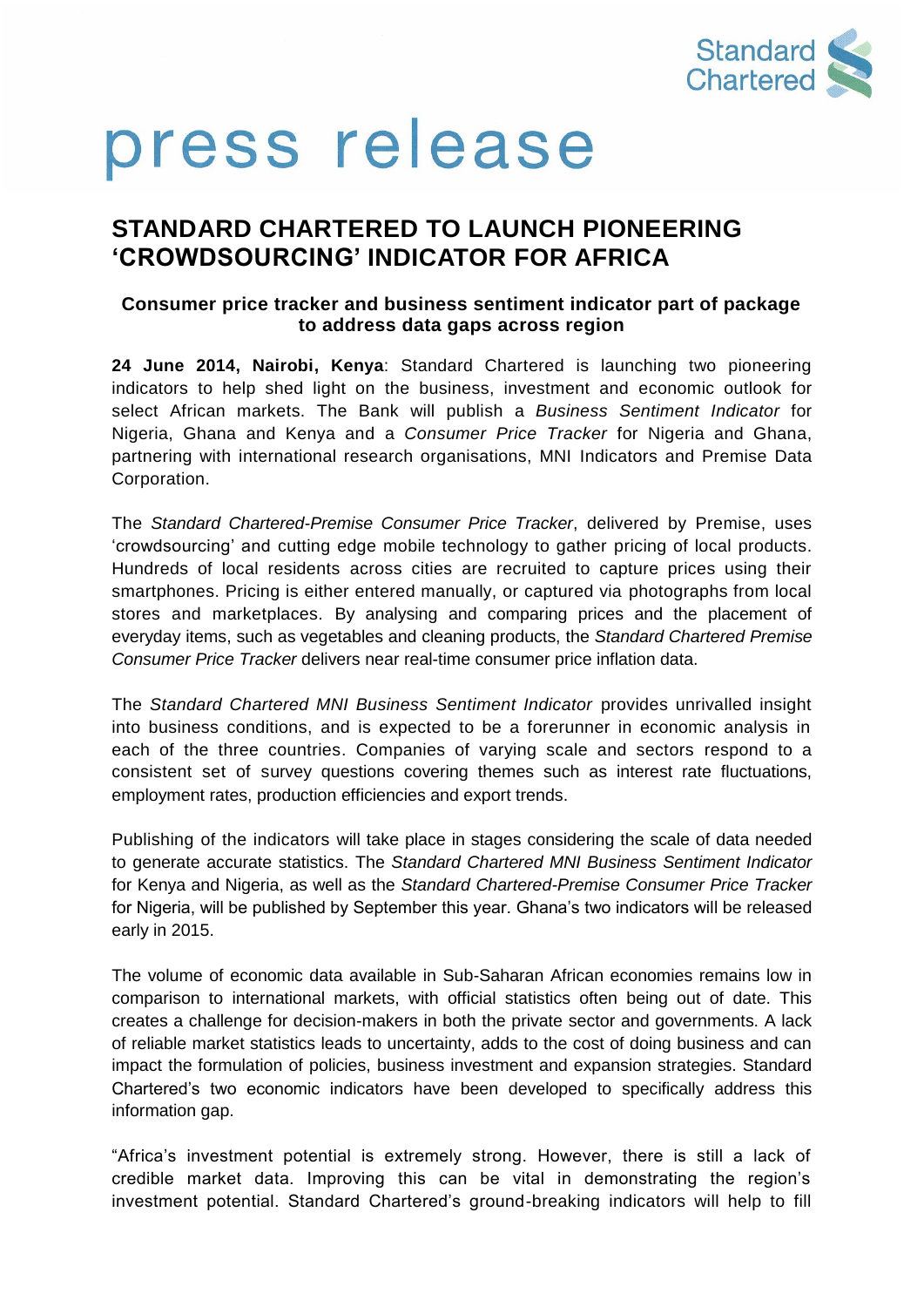Standard Chartered

# press release

## STANDARD CHARTERED TO LAUNCH PIONEERING 'CROWDSOURCING' INDICATOR FOR AFRICA

### Consumer price tracker and business sentiment indicator part of package to address data gaps across region

**24 June 2014, Nairobi, Kenya**: Standard Chartered is launching two pioneering indicators to help shed light on the business, investment and economic outlook for select African markets. The Bank will publish a *Business Sentiment Indicator* for Nigeria, Ghana and Kenya and a *Consumer Price Tracker* for Nigeria and Ghana, partnering with international research organisations, MNI Indicators and Premise Data Corporation.

The *Standard Chartered-Premise Consumer Price Tracker*, delivered by Premise, uses 'crowdsourcing' and cutting edge mobile technology to gather pricing of local products. Hundreds of local residents across cities are recruited to capture prices using their smartphones. Pricing is either entered manually, or captured via photographs from local stores and marketplaces. By analysing and comparing prices and the placement of everyday items, such as vegetables and cleaning products, the *Standard Chartered Premise Consumer Price Tracker* delivers near real-time consumer price inflation data.

The *Standard Chartered MNI Business Sentiment Indicator* provides unrivalled insight into business conditions, and is expected to be a forerunner in economic analysis in each of the three countries. Companies of varying scale and sectors respond to a consistent set of survey questions covering themes such as interest rate fluctuations, employment rates, production efficiencies and export trends.

Publishing of the indicators will take place in stages considering the scale of data needed to generate accurate statistics. The *Standard Chartered MNI Business Sentiment Indicator* for Kenya and Nigeria, as well as the *Standard Chartered-Premise Consumer Price Tracker* for Nigeria, will be published by September this year. Ghana's two indicators will be released early in 2015.

The volume of economic data available in Sub-Saharan African economies remains low in comparison to international markets, with official statistics often being out of date. This creates a challenge for decision-makers in both the private sector and governments. A lack of reliable market statistics leads to uncertainty, adds to the cost of doing business and can impact the formulation of policies, business investment and expansion strategies. Standard Chartered's two economic indicators have been developed to specifically address this information gap.

"Africa's investment potential is extremely strong. However, there is still a lack of credible market data. Improving this can be vital in demonstrating the region's investment potential. Standard Chartered's ground-breaking indicators will help to fill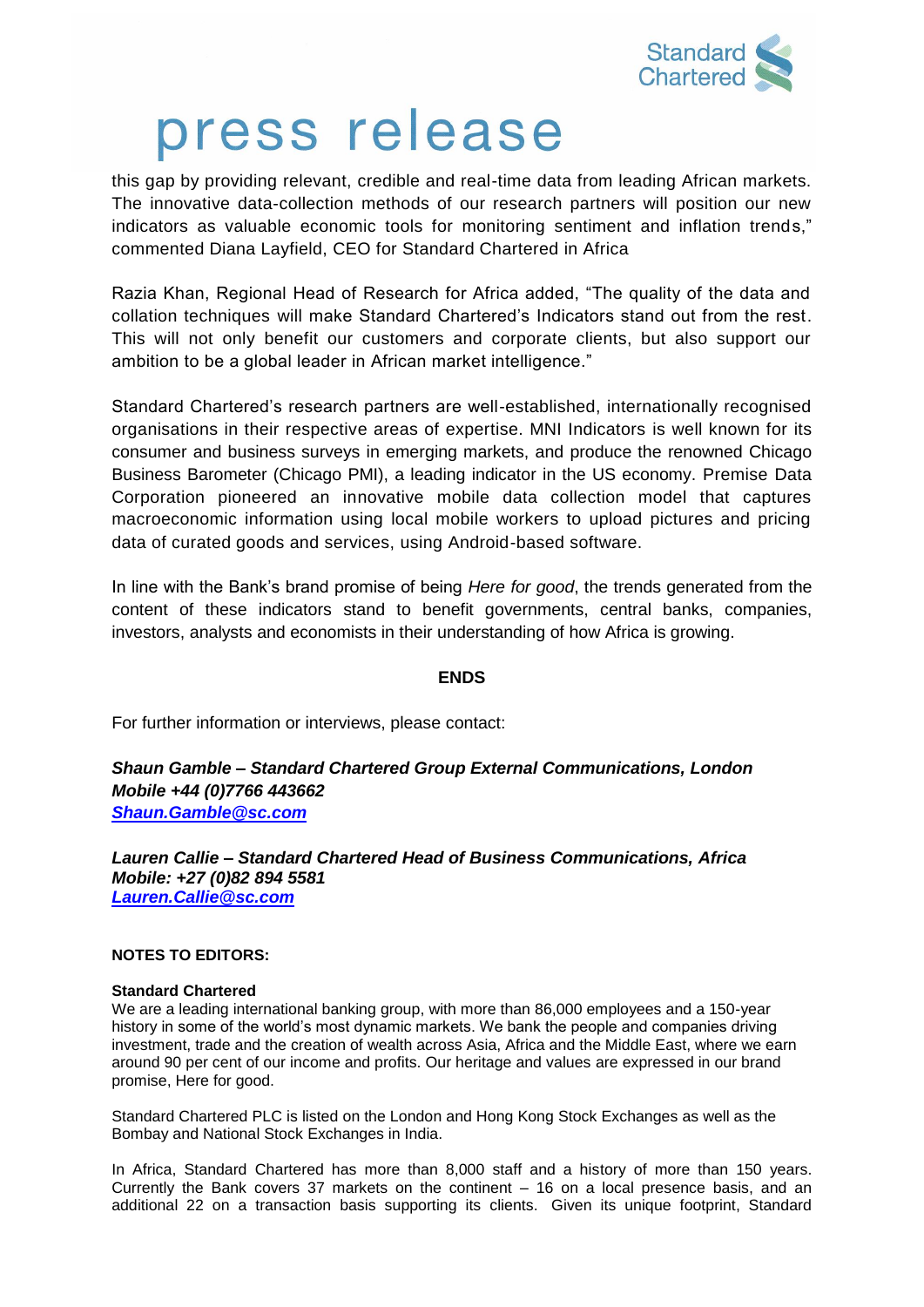this gap by providing relevant, credible and real-time data from leading African markets. The innovative data-collection methods of our research partners will position our new indicators as valuable economic tools for monitoring sentiment and inflation trends," commented Diana Layfield, CEO for Standard Chartered in Africa

Razia Khan, Regional Head of Research for Africa added, "The quality of the data and collation techniques will make Standard Chartered's Indicators stand out from the rest. This will not only benefit our customers and corporate clients, but also support our ambition to be a global leader in African market intelligence."

Standard Chartered's research partners are well-established, internationally recognised organisations in their respective areas of expertise. MNI Indicators is well known for its consumer and business surveys in emerging markets, and produce the renowned Chicago Business Barometer (Chicago PMI), a leading indicator in the US economy. Premise Data Corporation pioneered an innovative mobile data collection model that captures macroeconomic information using local mobile workers to upload pictures and pricing data of curated goods and services, using Android-based software.

In line with the Bank's brand promise of being *Here for good*, the trends generated from the content of these indicators stand to benefit governments, central banks, companies, investors, analysts and economists in their understanding of how Africa is growing.

**ENDS**

For further information or interviews, please contact:

***Shaun Gamble – Standard Chartered Group External Communications, London***
***Mobile +44 (0)7766 443662***
***Shaun.Gamble@sc.com***

***Lauren Callie – Standard Chartered Head of Business Communications, Africa***
***Mobile: +27 (0)82 894 5581***
***Lauren.Callie@sc.com***

**NOTES TO EDITORS:**

**Standard Chartered**

We are a leading international banking group, with more than 86,000 employees and a 150-year history in some of the world's most dynamic markets. We bank the people and companies driving investment, trade and the creation of wealth across Asia, Africa and the Middle East, where we earn around 90 per cent of our income and profits. Our heritage and values are expressed in our brand promise, Here for good.

Standard Chartered PLC is listed on the London and Hong Kong Stock Exchanges as well as the Bombay and National Stock Exchanges in India.

In Africa, Standard Chartered has more than 8,000 staff and a history of more than 150 years. Currently the Bank covers 37 markets on the continent – 16 on a local presence basis, and an additional 22 on a transaction basis supporting its clients. Given its unique footprint, Standard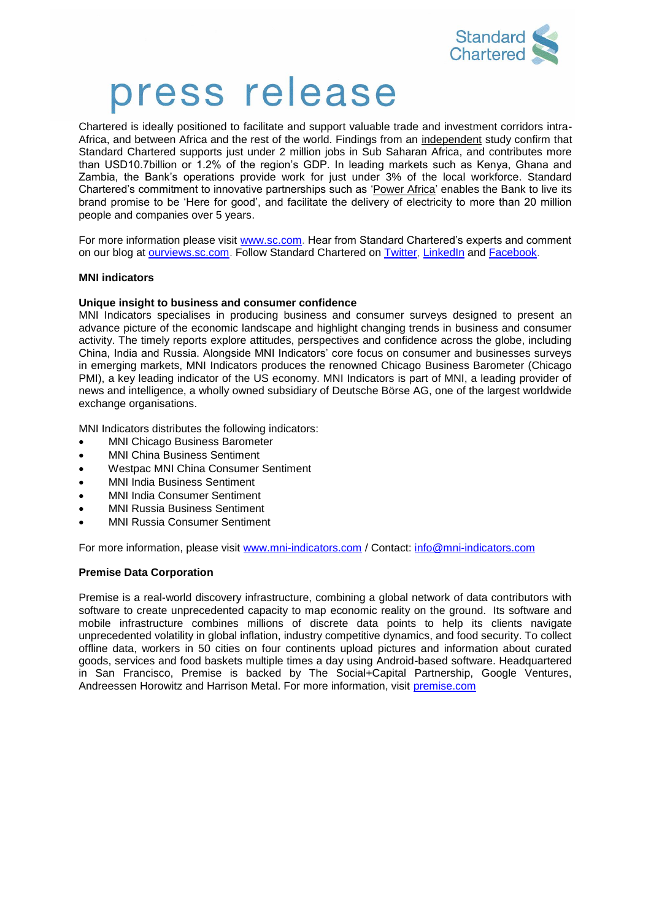Chartered is ideally positioned to facilitate and support valuable trade and investment corridors intra-Africa, and between Africa and the rest of the world. Findings from an independent study confirm that Standard Chartered supports just under 2 million jobs in Sub Saharan Africa, and contributes more than USD10.7billion or 1.2% of the region's GDP. In leading markets such as Kenya, Ghana and Zambia, the Bank's operations provide work for just under 3% of the local workforce. Standard Chartered's commitment to innovative partnerships such as 'Power Africa' enables the Bank to live its brand promise to be 'Here for good', and facilitate the delivery of electricity to more than 20 million people and companies over 5 years.

For more information please visit www.sc.com. Hear from Standard Chartered's experts and comment on our blog at ourviews.sc.com. Follow Standard Chartered on Twitter, LinkedIn and Facebook.

**MNI indicators**

**Unique insight to business and consumer confidence**

MNI Indicators specialises in producing business and consumer surveys designed to present an advance picture of the economic landscape and highlight changing trends in business and consumer activity. The timely reports explore attitudes, perspectives and confidence across the globe, including China, India and Russia. Alongside MNI Indicators' core focus on consumer and businesses surveys in emerging markets, MNI Indicators produces the renowned Chicago Business Barometer (Chicago PMI), a key leading indicator of the US economy. MNI Indicators is part of MNI, a leading provider of news and intelligence, a wholly owned subsidiary of Deutsche Börse AG, one of the largest worldwide exchange organisations.

MNI Indicators distributes the following indicators:

- MNI Chicago Business Barometer
- MNI China Business Sentiment
- Westpac MNI China Consumer Sentiment
- MNI India Business Sentiment
- MNI India Consumer Sentiment
- MNI Russia Business Sentiment
- MNI Russia Consumer Sentiment

For more information, please visit www.mni-indicators.com / Contact: info@mni-indicators.com

**Premise Data Corporation**

Premise is a real-world discovery infrastructure, combining a global network of data contributors with software to create unprecedented capacity to map economic reality on the ground. Its software and mobile infrastructure combines millions of discrete data points to help its clients navigate unprecedented volatility in global inflation, industry competitive dynamics, and food security. To collect offline data, workers in 50 cities on four continents upload pictures and information about curated goods, services and food baskets multiple times a day using Android-based software. Headquartered in San Francisco, Premise is backed by The Social+Capital Partnership, Google Ventures, Andreessen Horowitz and Harrison Metal. For more information, visit premise.com